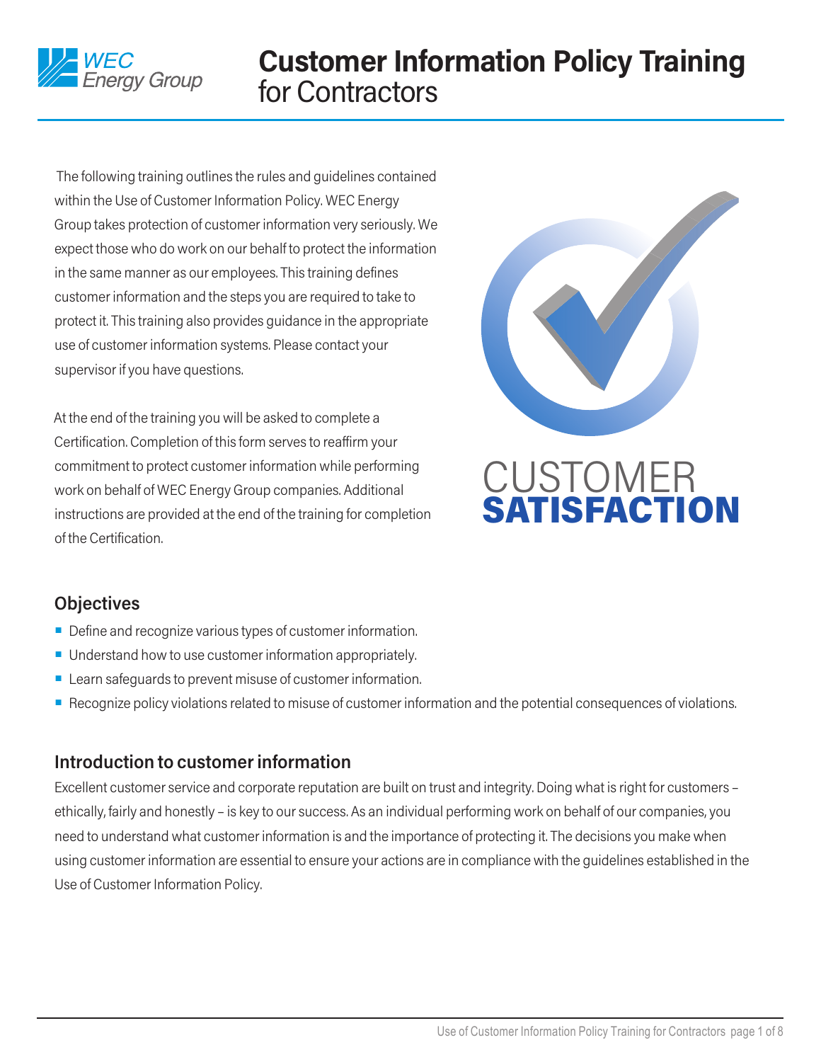# Customer Information Policy Training for Contractors

The following training outlines the rules and guidelines contained within the Use of Customer Information Policy. WEC Energy Group takes protection of customer information very seriously. We expect those who do work on our behalf to protect the information in the same manner as our employees. This training defines customer information and the steps you are required to take to protect it. This training also provides guidance in the appropriate use of customer information systems. Please contact your supervisor if you have questions.

At the end of the training you will be asked to complete a Certification. Completion of this form serves to reaffirm your commitment to protect customer information while performing work on behalf of WEC Energy Group companies. Additional instructions are provided at the end of the training for completion of the Certification.

CUSTOMER **SATISFACTION**

## Objectives

- Define and recognize various types of customer information.
- Understand how to use customer information appropriately.
- Learn safeguards to prevent misuse of customer information.
- Recognize policy violations related to misuse of customer information and the potential consequences of violations.

## Introduction to customer information

Excellent customer service and corporate reputation are built on trust and integrity. Doing what is right for customers – ethically, fairly and honestly – is key to our success. As an individual performing work on behalf of our companies, you need to understand what customer information is and the importance of protecting it. The decisions you make when using customer information are essential to ensure your actions are in compliance with the guidelines established in the Use of Customer Information Policy.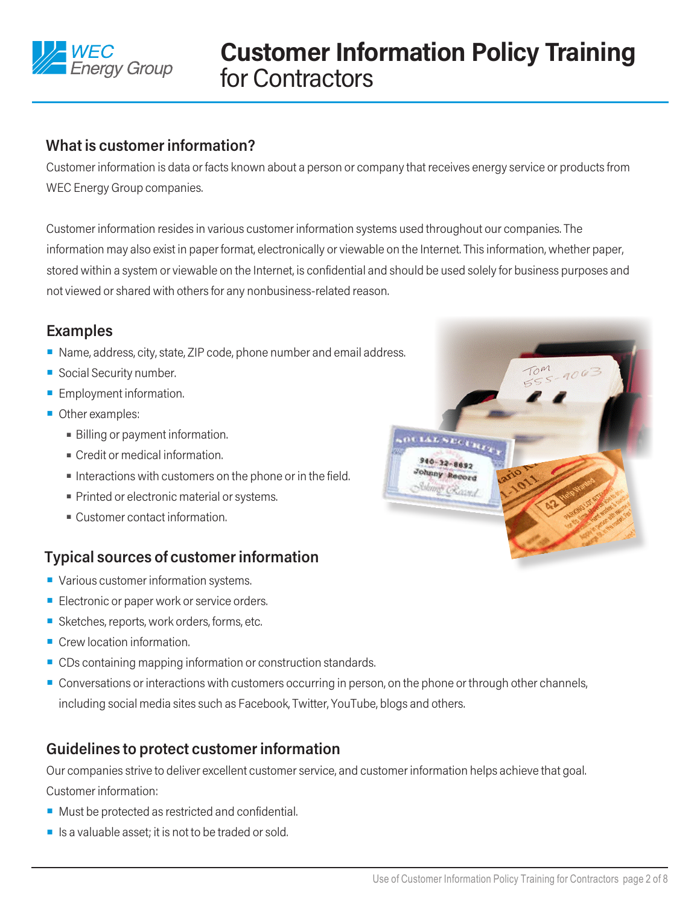# Customer Information Policy Training for Contractors

## What is customer information?

Customer information is data or facts known about a person or company that receives energy service or products from WEC Energy Group companies.

Customer information resides in various customer information systems used throughout our companies. The information may also exist in paper format, electronically or viewable on the Internet. This information, whether paper, stored within a system or viewable on the Internet, is confidential and should be used solely for business purposes and not viewed or shared with others for any nonbusiness-related reason.

## Examples

- Name, address, city, state, ZIP code, phone number and email address.
- Social Security number.
- Employment information.
- Other examples:
  - Billing or payment information.
  - Credit or medical information.
  - Interactions with customers on the phone or in the field.
  - Printed or electronic material or systems.
  - Customer contact information.

## Typical sources of customer information

- Various customer information systems.
- Electronic or paper work or service orders.
- Sketches, reports, work orders, forms, etc.
- Crew location information.
- CDs containing mapping information or construction standards.
- Conversations or interactions with customers occurring in person, on the phone or through other channels, including social media sites such as Facebook, Twitter, YouTube, blogs and others.

## Guidelines to protect customer information

Our companies strive to deliver excellent customer service, and customer information helps achieve that goal. Customer information:

- Must be protected as restricted and confidential.
- Is a valuable asset; it is not to be traded or sold.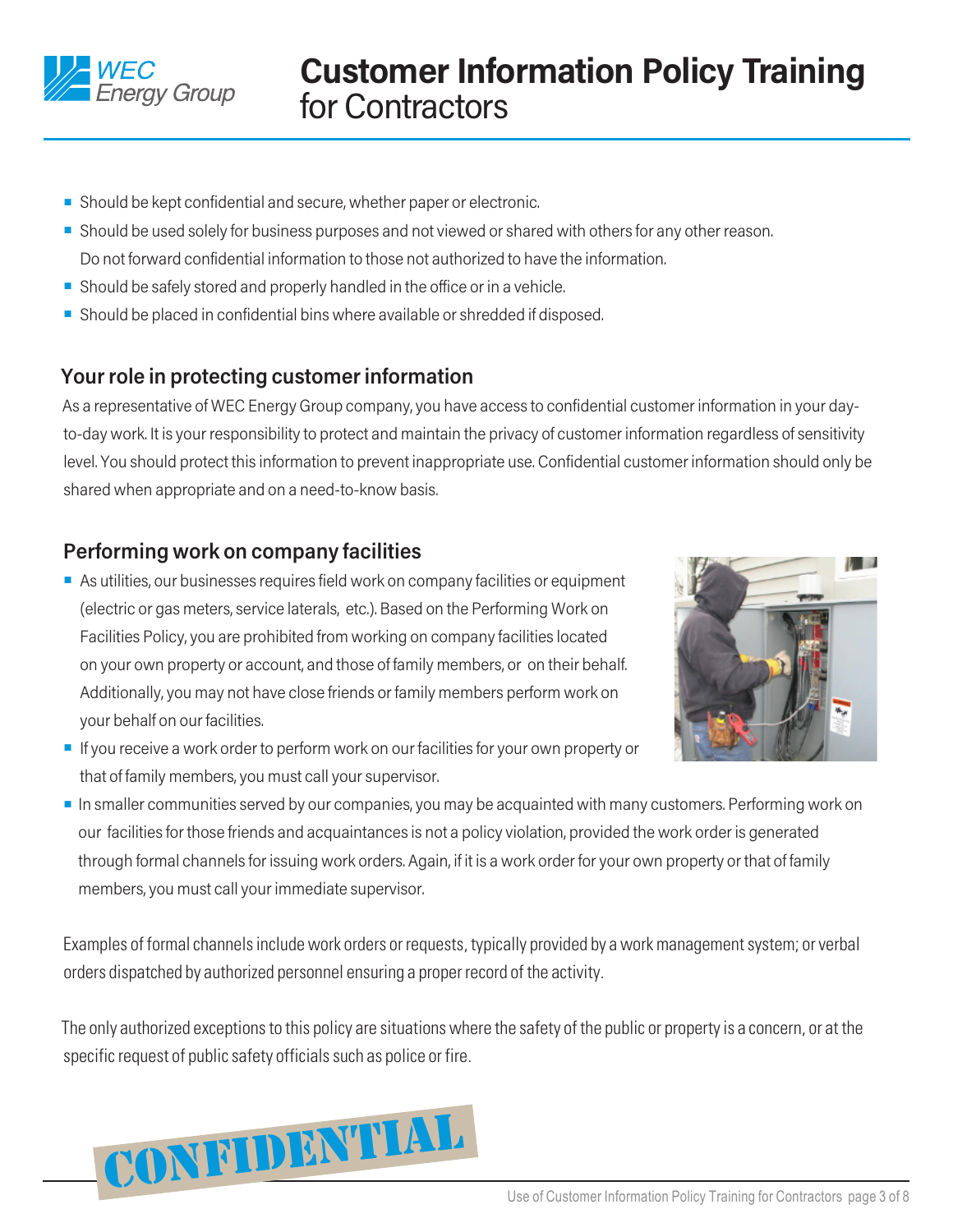- Should be kept confidential and secure, whether paper or electronic.
- Should be used solely for business purposes and not viewed or shared with others for any other reason. Do not forward confidential information to those not authorized to have the information.
- Should be safely stored and properly handled in the office or in a vehicle.
- Should be placed in confidential bins where available or shredded if disposed.

## Your role in protecting customer information

As a representative of WEC Energy Group company, you have access to confidential customer information in your day-to-day work. It is your responsibility to protect and maintain the privacy of customer information regardless of sensitivity level. You should protect this information to prevent inappropriate use. Confidential customer information should only be shared when appropriate and on a need-to-know basis.

## Performing work on company facilities

- As utilities, our businesses requires field work on company facilities or equipment (electric or gas meters, service laterals, etc.). Based on the Performing Work on Facilities Policy, you are prohibited from working on company facilities located on your own property or account, and those of family members, or on their behalf. Additionally, you may not have close friends or family members perform work on your behalf on our facilities.
- If you receive a work order to perform work on our facilities for your own property or that of family members, you must call your supervisor.
- In smaller communities served by our companies, you may be acquainted with many customers. Performing work on our facilities for those friends and acquaintances is not a policy violation, provided the work order is generated through formal channels for issuing work orders. Again, if it is a work order for your own property or that of family members, you must call your immediate supervisor.

Examples of formal channels include work orders or requests, typically provided by a work management system; or verbal orders dispatched by authorized personnel ensuring a proper record of the activity.

The only authorized exceptions to this policy are situations where the safety of the public or property is a concern, or at the specific request of public safety officials such as police or fire.

CONFIDENTIAL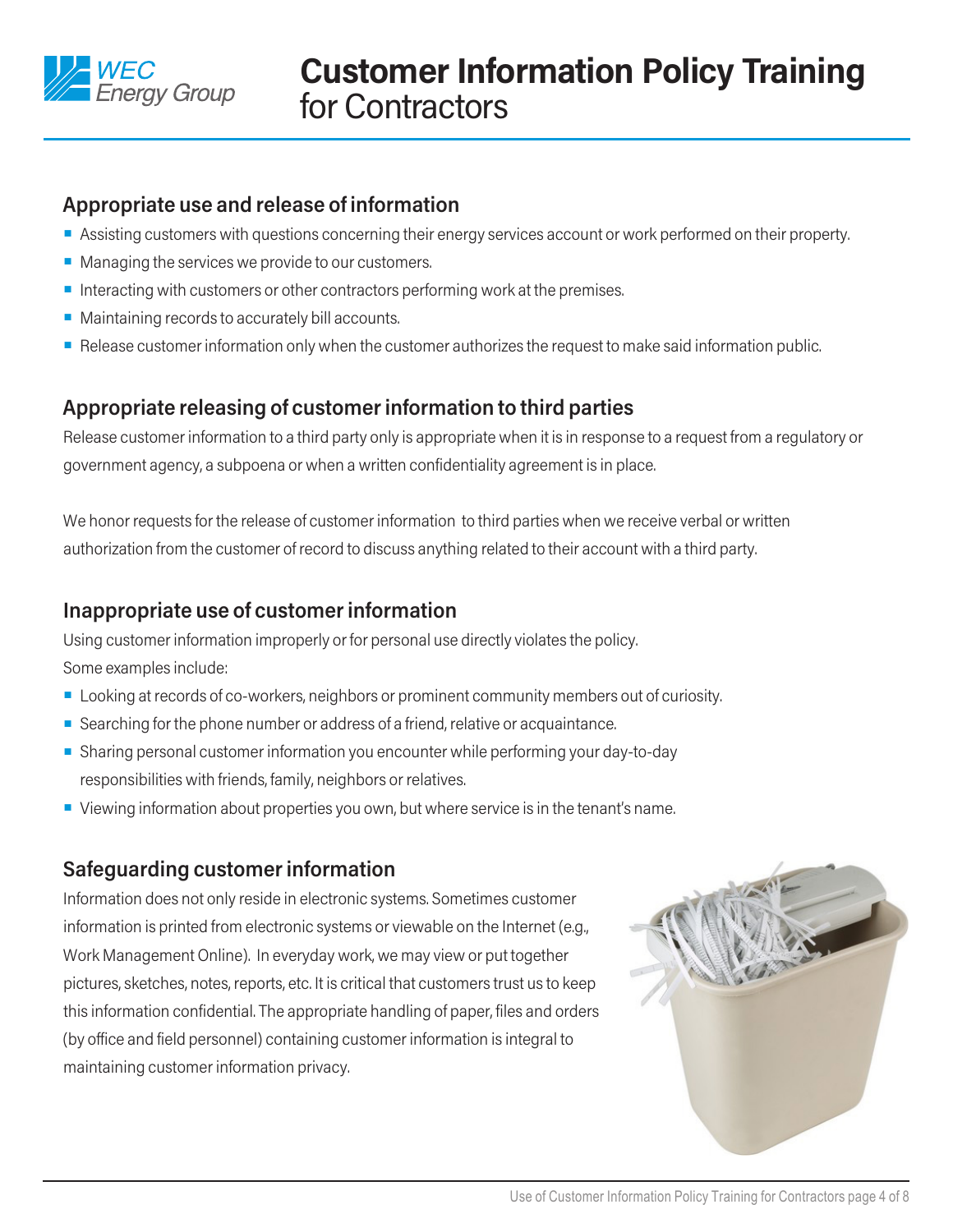# Customer Information Policy Training for Contractors

## Appropriate use and release of information

- Assisting customers with questions concerning their energy services account or work performed on their property.
- Managing the services we provide to our customers.
- Interacting with customers or other contractors performing work at the premises.
- Maintaining records to accurately bill accounts.
- Release customer information only when the customer authorizes the request to make said information public.

## Appropriate releasing of customer information to third parties

Release customer information to a third party only is appropriate when it is in response to a request from a regulatory or government agency, a subpoena or when a written confidentiality agreement is in place.

We honor requests for the release of customer information to third parties when we receive verbal or written authorization from the customer of record to discuss anything related to their account with a third party.

## Inappropriate use of customer information

Using customer information improperly or for personal use directly violates the policy.
Some examples include:

- Looking at records of co-workers, neighbors or prominent community members out of curiosity.
- Searching for the phone number or address of a friend, relative or acquaintance.
- Sharing personal customer information you encounter while performing your day-to-day responsibilities with friends, family, neighbors or relatives.
- Viewing information about properties you own, but where service is in the tenant's name.

## Safeguarding customer information

Information does not only reside in electronic systems. Sometimes customer information is printed from electronic systems or viewable on the Internet (e.g., Work Management Online). In everyday work, we may view or put together pictures, sketches, notes, reports, etc. It is critical that customers trust us to keep this information confidential. The appropriate handling of paper, files and orders (by office and field personnel) containing customer information is integral to maintaining customer information privacy.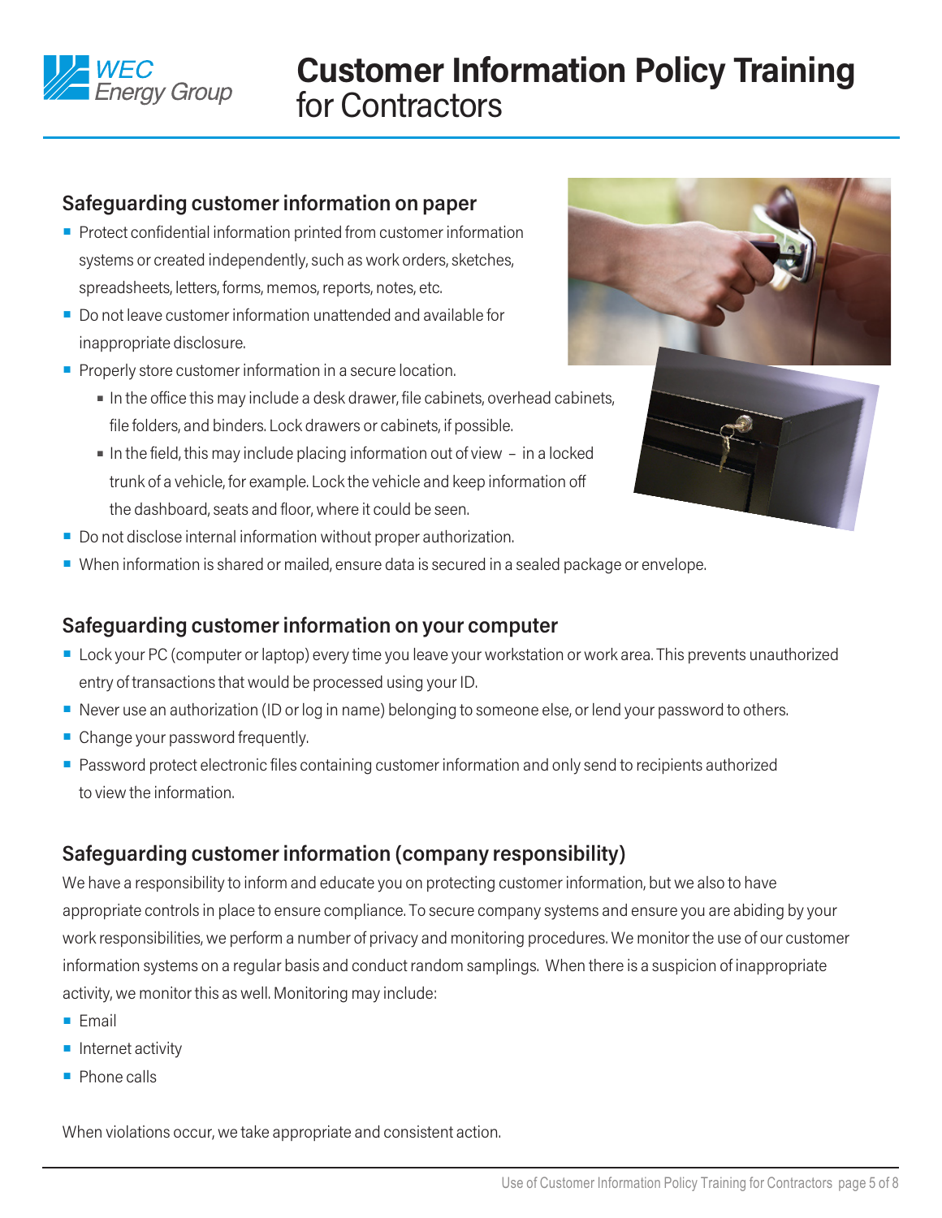# Customer Information Policy Training for Contractors

## Safeguarding customer information on paper

- Protect confidential information printed from customer information systems or created independently, such as work orders, sketches, spreadsheets, letters, forms, memos, reports, notes, etc.
- Do not leave customer information unattended and available for inappropriate disclosure.
- Properly store customer information in a secure location.
  - In the office this may include a desk drawer, file cabinets, overhead cabinets, file folders, and binders. Lock drawers or cabinets, if possible.
  - In the field, this may include placing information out of view – in a locked trunk of a vehicle, for example. Lock the vehicle and keep information off the dashboard, seats and floor, where it could be seen.
- Do not disclose internal information without proper authorization.
- When information is shared or mailed, ensure data is secured in a sealed package or envelope.

## Safeguarding customer information on your computer

- Lock your PC (computer or laptop) every time you leave your workstation or work area. This prevents unauthorized entry of transactions that would be processed using your ID.
- Never use an authorization (ID or log in name) belonging to someone else, or lend your password to others.
- Change your password frequently.
- Password protect electronic files containing customer information and only send to recipients authorized to view the information.

## Safeguarding customer information (company responsibility)

We have a responsibility to inform and educate you on protecting customer information, but we also to have appropriate controls in place to ensure compliance. To secure company systems and ensure you are abiding by your work responsibilities, we perform a number of privacy and monitoring procedures. We monitor the use of our customer information systems on a regular basis and conduct random samplings. When there is a suspicion of inappropriate activity, we monitor this as well. Monitoring may include:

- Email
- Internet activity
- Phone calls

When violations occur, we take appropriate and consistent action.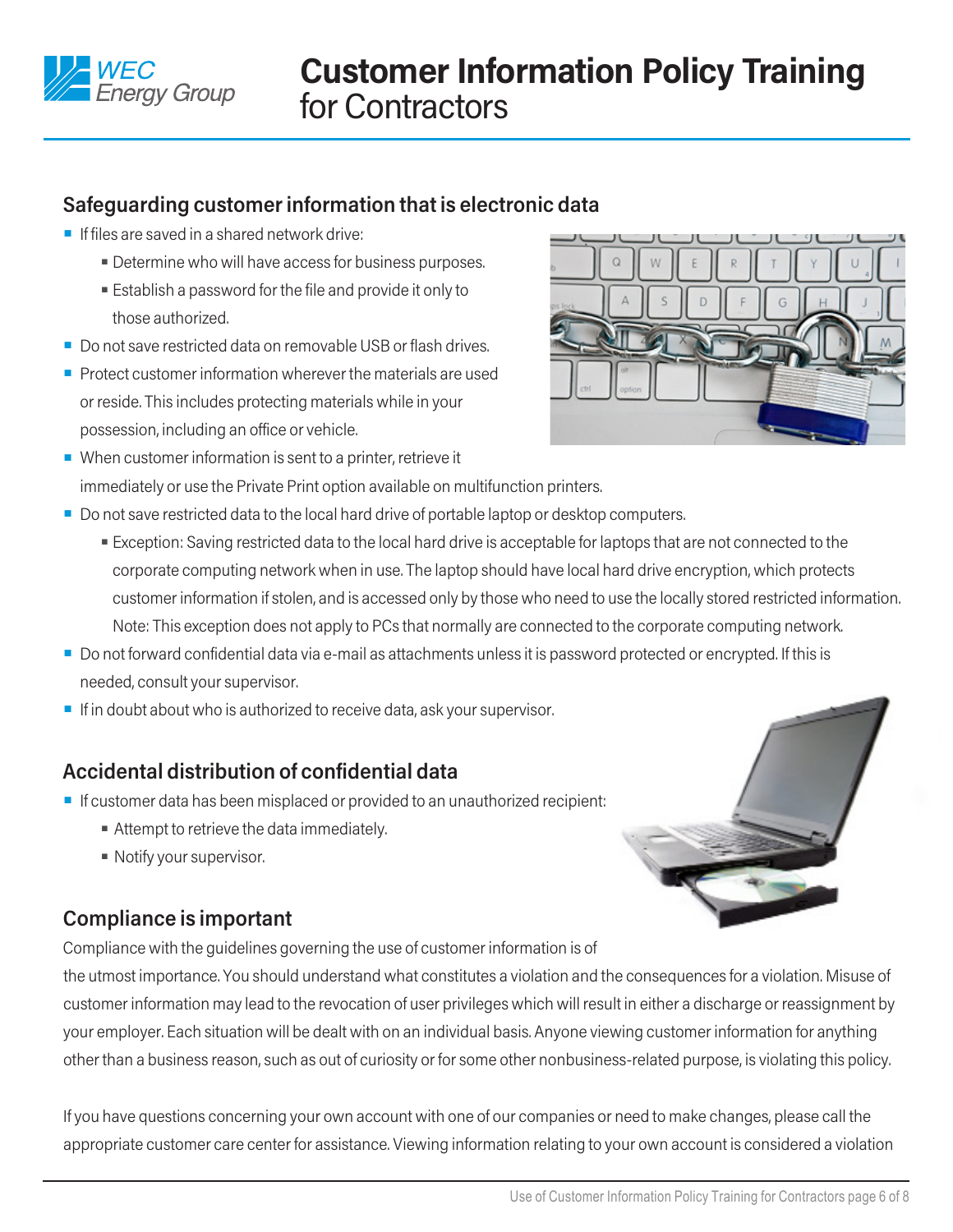## Safeguarding customer information that is electronic data

- If files are saved in a shared network drive:
  - Determine who will have access for business purposes.
  - Establish a password for the file and provide it only to those authorized.
- Do not save restricted data on removable USB or flash drives.
- Protect customer information wherever the materials are used or reside. This includes protecting materials while in your possession, including an office or vehicle.
- When customer information is sent to a printer, retrieve it immediately or use the Private Print option available on multifunction printers.
- Do not save restricted data to the local hard drive of portable laptop or desktop computers.
  - Exception: Saving restricted data to the local hard drive is acceptable for laptops that are not connected to the corporate computing network when in use. The laptop should have local hard drive encryption, which protects customer information if stolen, and is accessed only by those who need to use the locally stored restricted information. Note: This exception does not apply to PCs that normally are connected to the corporate computing network.
- Do not forward confidential data via e-mail as attachments unless it is password protected or encrypted. If this is needed, consult your supervisor.
- If in doubt about who is authorized to receive data, ask your supervisor.

## Accidental distribution of confidential data

- If customer data has been misplaced or provided to an unauthorized recipient:
  - Attempt to retrieve the data immediately.
  - Notify your supervisor.

## Compliance is important

Compliance with the guidelines governing the use of customer information is of the utmost importance. You should understand what constitutes a violation and the consequences for a violation. Misuse of customer information may lead to the revocation of user privileges which will result in either a discharge or reassignment by your employer. Each situation will be dealt with on an individual basis. Anyone viewing customer information for anything other than a business reason, such as out of curiosity or for some other nonbusiness-related purpose, is violating this policy.

If you have questions concerning your own account with one of our companies or need to make changes, please call the appropriate customer care center for assistance. Viewing information relating to your own account is considered a violation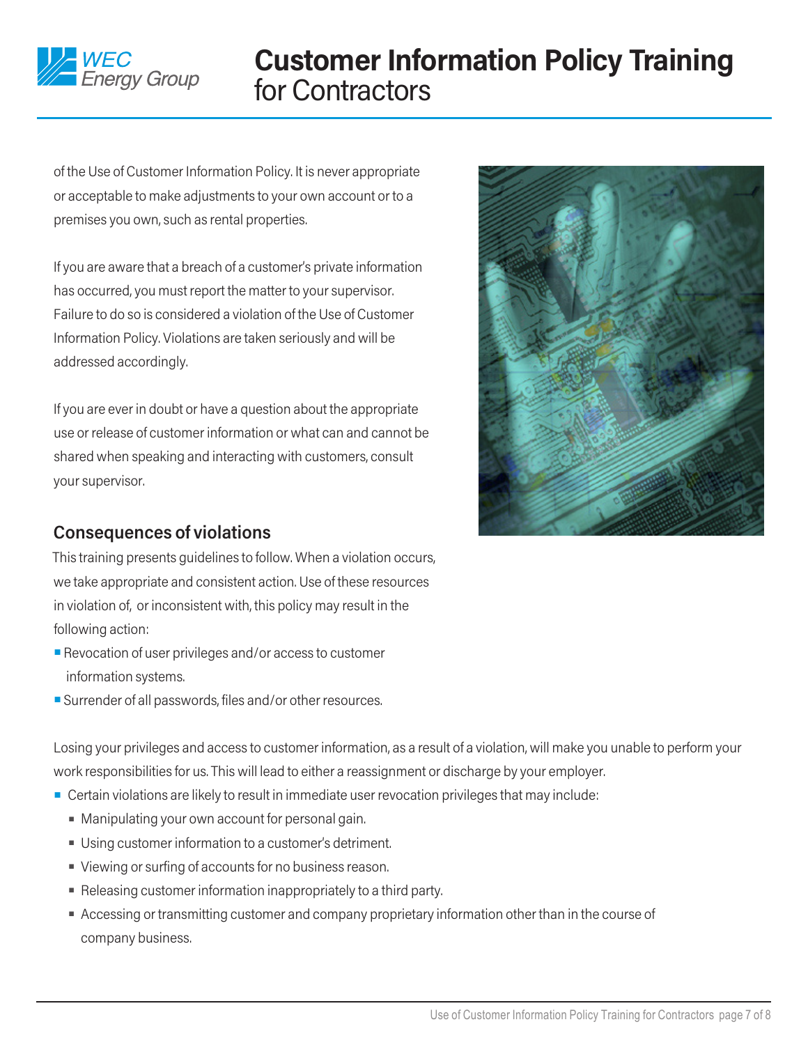of the Use of Customer Information Policy. It is never appropriate or acceptable to make adjustments to your own account or to a premises you own, such as rental properties.

If you are aware that a breach of a customer's private information has occurred, you must report the matter to your supervisor. Failure to do so is considered a violation of the Use of Customer Information Policy. Violations are taken seriously and will be addressed accordingly.

If you are ever in doubt or have a question about the appropriate use or release of customer information or what can and cannot be shared when speaking and interacting with customers, consult your supervisor.

## Consequences of violations

This training presents guidelines to follow. When a violation occurs, we take appropriate and consistent action. Use of these resources in violation of, or inconsistent with, this policy may result in the following action:

- Revocation of user privileges and/or access to customer information systems.
- Surrender of all passwords, files and/or other resources.

Losing your privileges and access to customer information, as a result of a violation, will make you unable to perform your work responsibilities for us. This will lead to either a reassignment or discharge by your employer.

- Certain violations are likely to result in immediate user revocation privileges that may include:
  - Manipulating your own account for personal gain.
  - Using customer information to a customer's detriment.
  - Viewing or surfing of accounts for no business reason.
  - Releasing customer information inappropriately to a third party.
  - Accessing or transmitting customer and company proprietary information other than in the course of company business.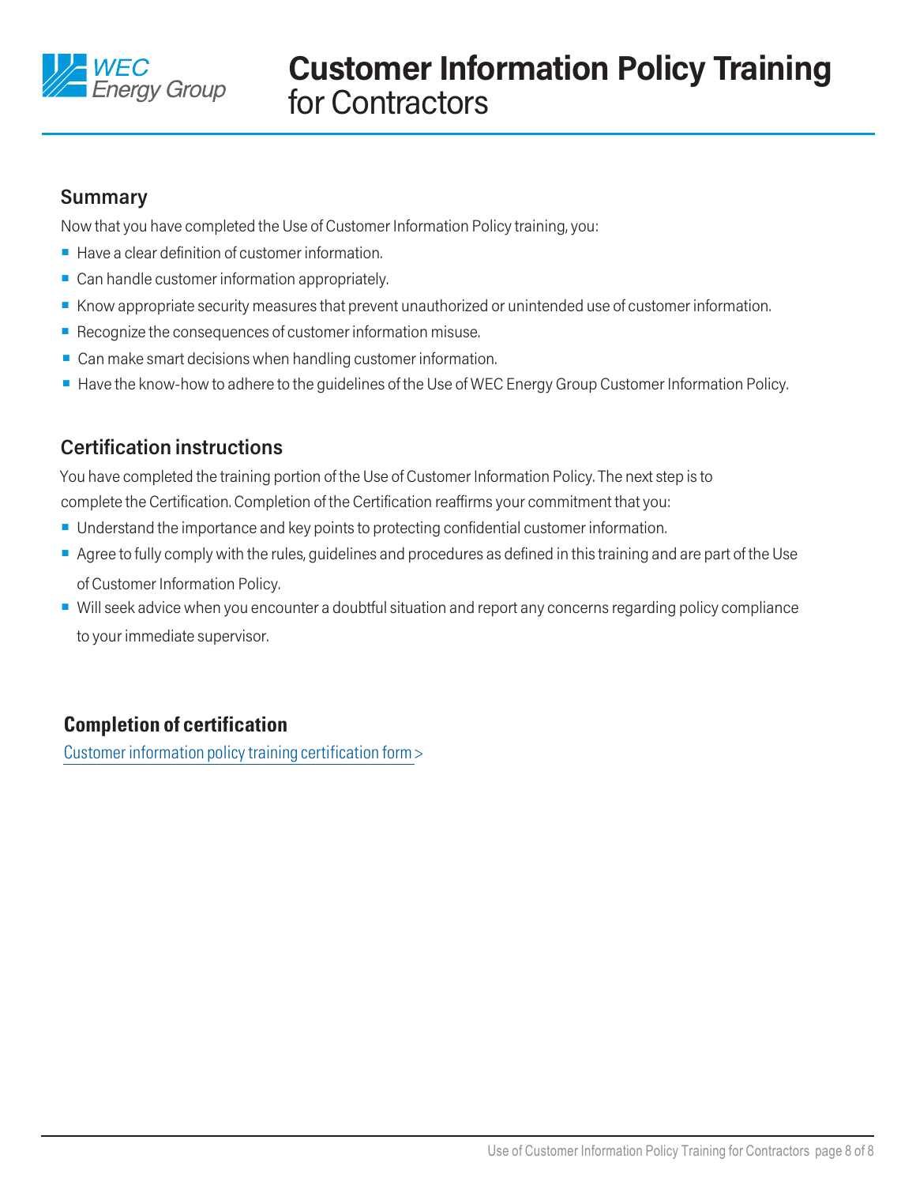# Customer Information Policy Training for Contractors

## Summary

Now that you have completed the Use of Customer Information Policy training, you:

- Have a clear definition of customer information.
- Can handle customer information appropriately.
- Know appropriate security measures that prevent unauthorized or unintended use of customer information.
- Recognize the consequences of customer information misuse.
- Can make smart decisions when handling customer information.
- Have the know-how to adhere to the guidelines of the Use of WEC Energy Group Customer Information Policy.

## Certification instructions

You have completed the training portion of the Use of Customer Information Policy. The next step is to complete the Certification. Completion of the Certification reaffirms your commitment that you:

- Understand the importance and key points to protecting confidential customer information.
- Agree to fully comply with the rules, guidelines and procedures as defined in this training and are part of the Use of Customer Information Policy.
- Will seek advice when you encounter a doubtful situation and report any concerns regarding policy compliance to your immediate supervisor.

## Completion of certification

Customer information policy training certification form >